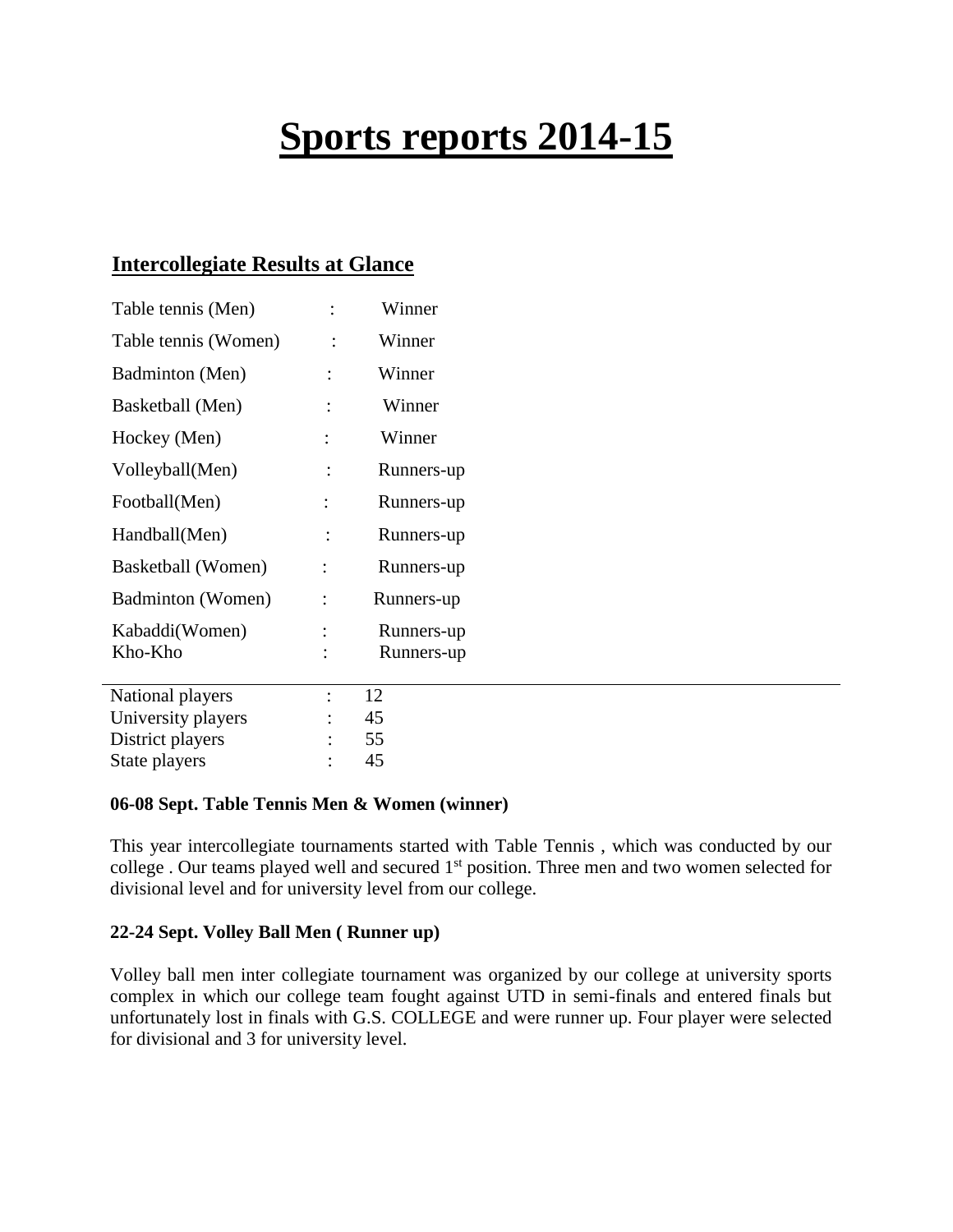# Sports reports 2014-15

## Intercollegiate Results at Glance

| | | |
|---|---|---|
| Table tennis (Men) | : | Winner |
| Table tennis (Women) | : | Winner |
| Badminton (Men) | : | Winner |
| Basketball (Men) | : | Winner |
| Hockey (Men) | : | Winner |
| Volleyball(Men) | : | Runners-up |
| Football(Men) | : | Runners-up |
| Handball(Men) | : | Runners-up |
| Basketball (Women) | : | Runners-up |
| Badminton (Women) | : | Runners-up |
| Kabaddi(Women) | : | Runners-up |
| Kho-Kho | : | Runners-up |

---

| | | |
|---|---|---|
| National players | : | 12 |
| University players | : | 45 |
| District players | : | 55 |
| State players | : | 45 |

**06-08 Sept. Table Tennis Men & Women (winner)**

This year intercollegiate tournaments started with Table Tennis , which was conducted by our college . Our teams played well and secured 1st position. Three men and two women selected for divisional level and for university level from our college.

**22-24 Sept. Volley Ball Men ( Runner up)**

Volley ball men inter collegiate tournament was organized by our college at university sports complex in which our college team fought against UTD in semi-finals and entered finals but unfortunately lost in finals with G.S. COLLEGE and were runner up. Four player were selected for divisional and 3 for university level.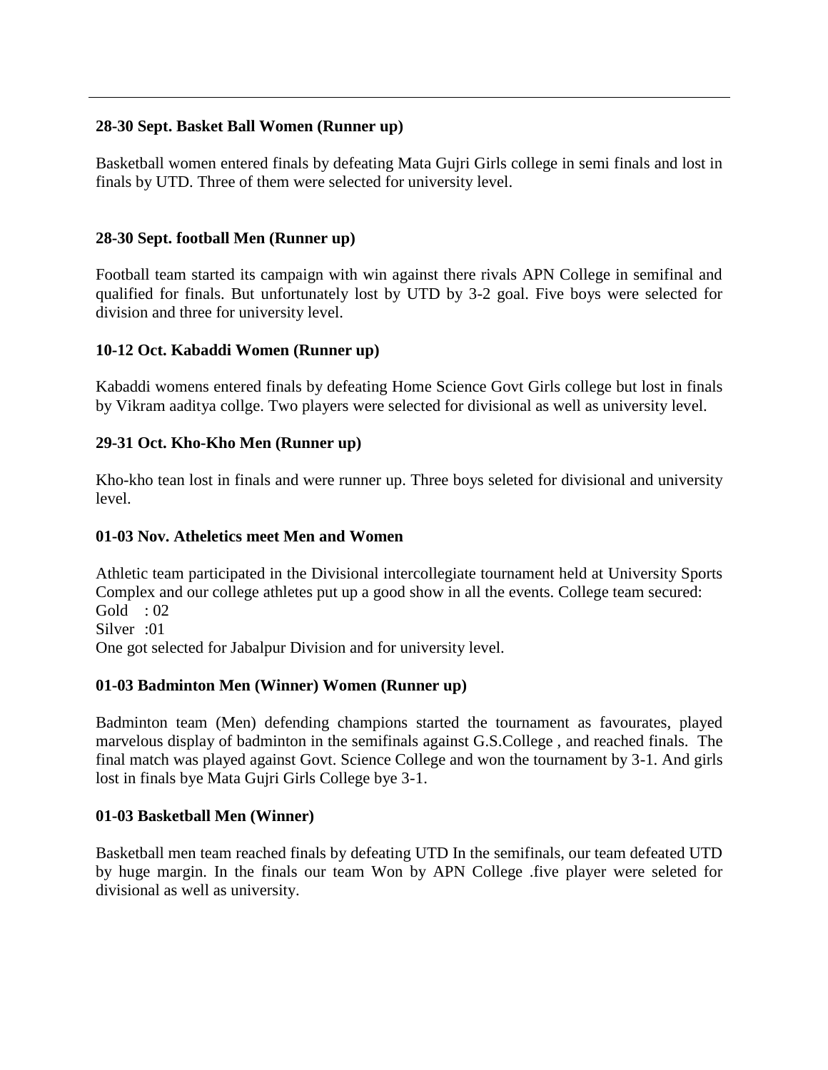**28-30 Sept. Basket Ball Women (Runner up)**

Basketball women entered finals by defeating Mata Gujri Girls college in semi finals and lost in finals by UTD. Three of them were selected for university level.

**28-30 Sept. football Men (Runner up)**

Football team started its campaign with win against there rivals APN College in semifinal and qualified for finals. But unfortunately lost by UTD by 3-2 goal. Five boys were selected for division and three for university level.

**10-12 Oct. Kabaddi Women (Runner up)**

Kabaddi womens entered finals by defeating Home Science Govt Girls college but lost in finals by Vikram aaditya collge. Two players were selected for divisional as well as university level.

**29-31 Oct. Kho-Kho Men (Runner up)**

Kho-kho tean lost in finals and were runner up. Three boys seleted for divisional and university level.

**01-03 Nov. Atheletics meet Men and Women**

Athletic team participated in the Divisional intercollegiate tournament held at University Sports Complex and our college athletes put up a good show in all the events. College team secured:

Gold : 02

Silver :01

One got selected for Jabalpur Division and for university level.

**01-03 Badminton Men (Winner) Women (Runner up)**

Badminton team (Men) defending champions started the tournament as favourates, played marvelous display of badminton in the semifinals against G.S.College , and reached finals. The final match was played against Govt. Science College and won the tournament by 3-1. And girls lost in finals bye Mata Gujri Girls College bye 3-1.

**01-03 Basketball Men (Winner)**

Basketball men team reached finals by defeating UTD In the semifinals, our team defeated UTD by huge margin. In the finals our team Won by APN College .five player were seleted for divisional as well as university.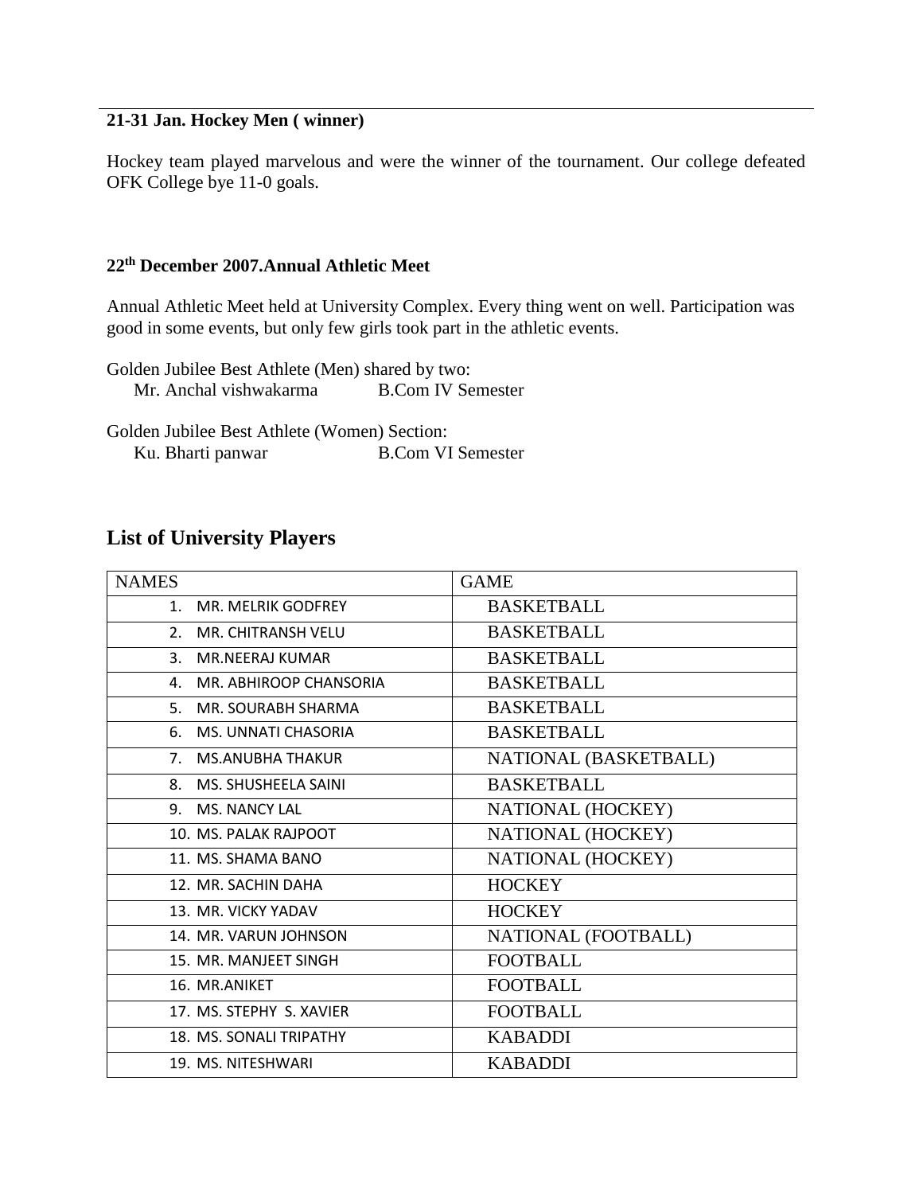**21-31 Jan. Hockey Men ( winner)**

Hockey team played marvelous and were the winner of the tournament. Our college defeated OFK College bye 11-0 goals.

**22th December 2007.Annual Athletic Meet**

Annual Athletic Meet held at University Complex. Every thing went on well. Participation was good in some events, but only few girls took part in the athletic events.

Golden Jubilee Best Athlete (Men) shared by two:
Mr. Anchal vishwakarma B.Com IV Semester

Golden Jubilee Best Athlete (Women) Section:
Ku. Bharti panwar B.Com VI Semester

## List of University Players

| NAMES | GAME |
|---|---|
| 1. MR. MELRIK GODFREY | BASKETBALL |
| 2. MR. CHITRANSH VELU | BASKETBALL |
| 3. MR.NEERAJ KUMAR | BASKETBALL |
| 4. MR. ABHIROOP CHANSORIA | BASKETBALL |
| 5. MR. SOURABH SHARMA | BASKETBALL |
| 6. MS. UNNATI CHASORIA | BASKETBALL |
| 7. MS.ANUBHA THAKUR | NATIONAL (BASKETBALL) |
| 8. MS. SHUSHEELA SAINI | BASKETBALL |
| 9. MS. NANCY LAL | NATIONAL (HOCKEY) |
| 10. MS. PALAK RAJPOOT | NATIONAL (HOCKEY) |
| 11. MS. SHAMA BANO | NATIONAL (HOCKEY) |
| 12. MR. SACHIN DAHA | HOCKEY |
| 13. MR. VICKY YADAV | HOCKEY |
| 14. MR. VARUN JOHNSON | NATIONAL (FOOTBALL) |
| 15. MR. MANJEET SINGH | FOOTBALL |
| 16. MR.ANIKET | FOOTBALL |
| 17. MS. STEPHY S. XAVIER | FOOTBALL |
| 18. MS. SONALI TRIPATHY | KABADDI |
| 19. MS. NITESHWARI | KABADDI |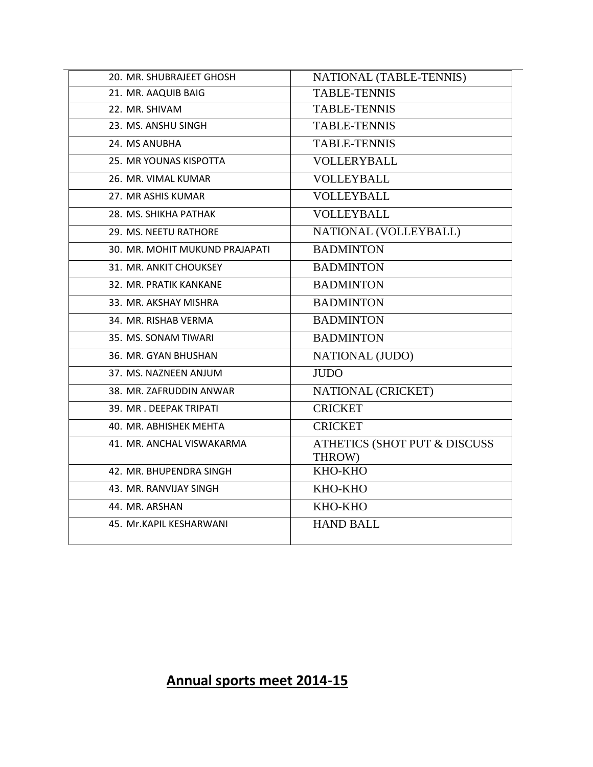| | |
|---|---|
| 20. MR. SHUBRAJEET GHOSH | NATIONAL (TABLE-TENNIS) |
| 21. MR. AAQUIB BAIG | TABLE-TENNIS |
| 22. MR. SHIVAM | TABLE-TENNIS |
| 23. MS. ANSHU SINGH | TABLE-TENNIS |
| 24. MS ANUBHA | TABLE-TENNIS |
| 25. MR YOUNAS KISPOTTA | VOLLERYBALL |
| 26. MR. VIMAL KUMAR | VOLLEYBALL |
| 27. MR ASHIS KUMAR | VOLLEYBALL |
| 28. MS. SHIKHA PATHAK | VOLLEYBALL |
| 29. MS. NEETU RATHORE | NATIONAL (VOLLEYBALL) |
| 30. MR. MOHIT MUKUND PRAJAPATI | BADMINTON |
| 31. MR. ANKIT CHOUKSEY | BADMINTON |
| 32. MR. PRATIK KANKANE | BADMINTON |
| 33. MR. AKSHAY MISHRA | BADMINTON |
| 34. MR. RISHAB VERMA | BADMINTON |
| 35. MS. SONAM TIWARI | BADMINTON |
| 36. MR. GYAN BHUSHAN | NATIONAL (JUDO) |
| 37. MS. NAZNEEN ANJUM | JUDO |
| 38. MR. ZAFRUDDIN ANWAR | NATIONAL (CRICKET) |
| 39. MR . DEEPAK TRIPATI | CRICKET |
| 40. MR. ABHISHEK MEHTA | CRICKET |
| 41. MR. ANCHAL VISWAKARMA | ATHETICS (SHOT PUT & DISCUSS THROW) |
| 42. MR. BHUPENDRA SINGH | KHO-KHO |
| 43. MR. RANVIJAY SINGH | KHO-KHO |
| 44. MR. ARSHAN | KHO-KHO |
| 45. Mr.KAPIL KESHARWANI | HAND BALL |

## **Annual sports meet 2014-15**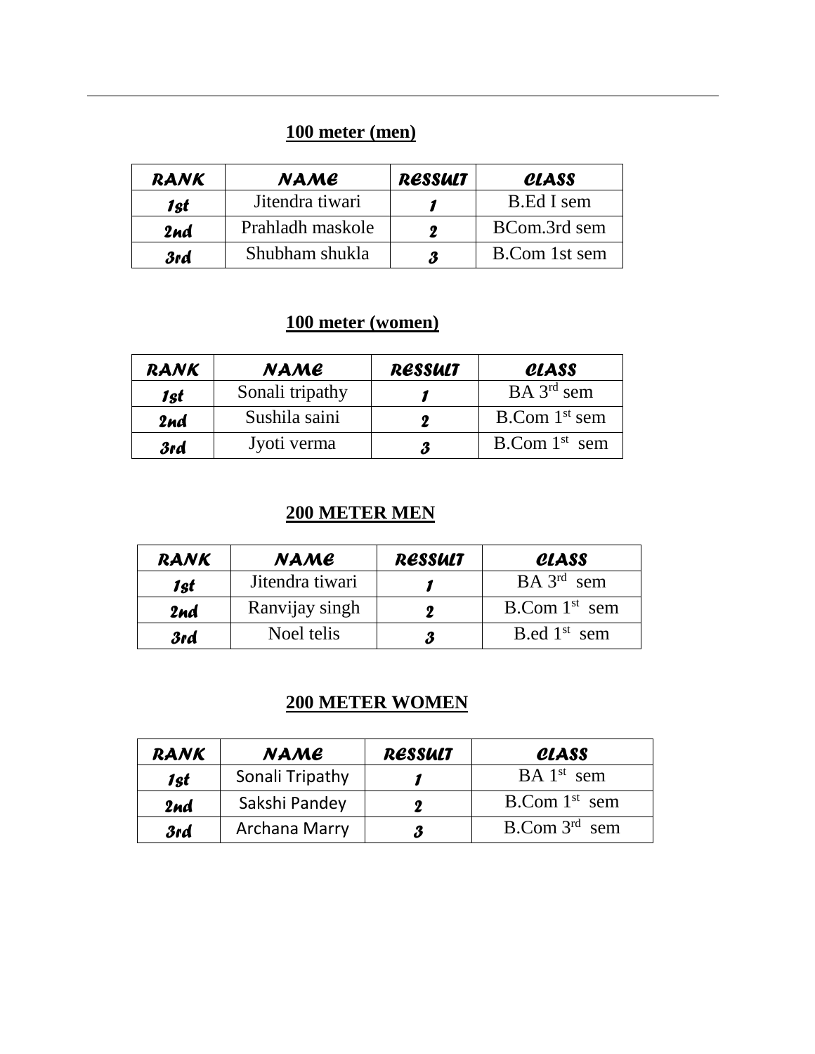**100 meter (men)**

| RANK | NAME | RESSULT | CLASS |
|---|---|---|---|
| 1st | Jitendra tiwari | 1 | B.Ed I sem |
| 2nd | Prahladh maskole | 2 | BCom.3rd sem |
| 3rd | Shubham shukla | 3 | B.Com 1st sem |

**100 meter (women)**

| RANK | NAME | RESSULT | CLASS |
|---|---|---|---|
| 1st | Sonali tripathy | 1 | BA 3rd sem |
| 2nd | Sushila saini | 2 | B.Com 1st sem |
| 3rd | Jyoti verma | 3 | B.Com 1st sem |

**200 METER MEN**

| RANK | NAME | RESSULT | CLASS |
|---|---|---|---|
| 1st | Jitendra tiwari | 1 | BA 3rd sem |
| 2nd | Ranvijay singh | 2 | B.Com 1st sem |
| 3rd | Noel telis | 3 | B.ed 1st sem |

**200 METER WOMEN**

| RANK | NAME | RESSULT | CLASS |
|---|---|---|---|
| 1st | Sonali Tripathy | 1 | BA 1st sem |
| 2nd | Sakshi Pandey | 2 | B.Com 1st sem |
| 3rd | Archana Marry | 3 | B.Com 3rd sem |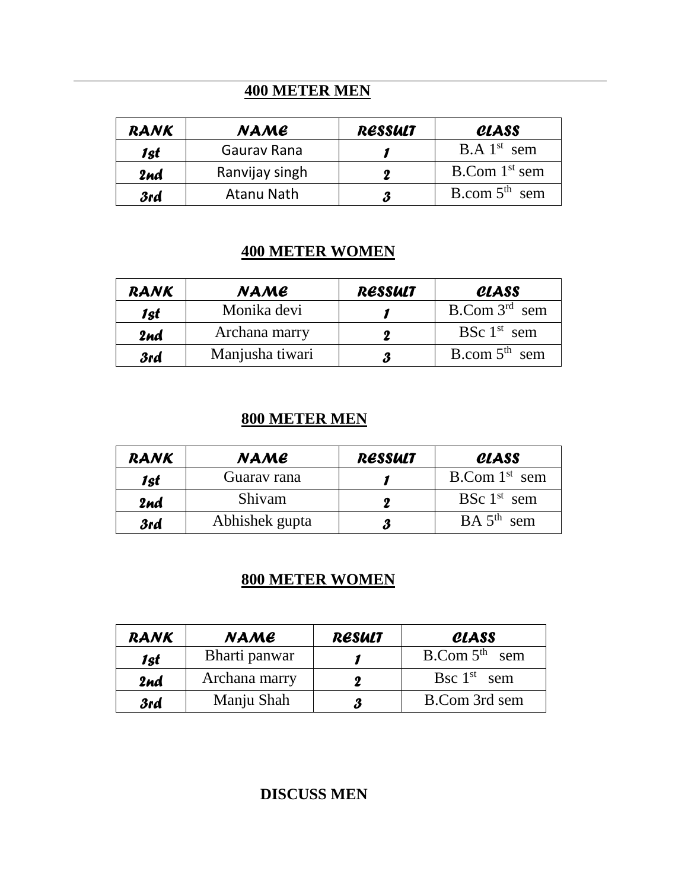## 400 METER MEN

| RANK | NAME | RESSULT | CLASS |
|---|---|---|---|
| 1st | Gaurav Rana | 1 | B.A 1st sem |
| 2nd | Ranvijay singh | 2 | B.Com 1st sem |
| 3rd | Atanu Nath | 3 | B.com 5th sem |

## 400 METER WOMEN

| RANK | NAME | RESSULT | CLASS |
|---|---|---|---|
| 1st | Monika devi | 1 | B.Com 3rd sem |
| 2nd | Archana marry | 2 | BSc 1st sem |
| 3rd | Manjusha tiwari | 3 | B.com 5th sem |

## 800 METER MEN

| RANK | NAME | RESSULT | CLASS |
|---|---|---|---|
| 1st | Guarav rana | 1 | B.Com 1st sem |
| 2nd | Shivam | 2 | BSc 1st sem |
| 3rd | Abhishek gupta | 3 | BA 5th sem |

## 800 METER WOMEN

| RANK | NAME | RESULT | CLASS |
|---|---|---|---|
| 1st | Bharti panwar | 1 | B.Com 5th sem |
| 2nd | Archana marry | 2 | Bsc 1st sem |
| 3rd | Manju Shah | 3 | B.Com 3rd sem |

## DISCUSS MEN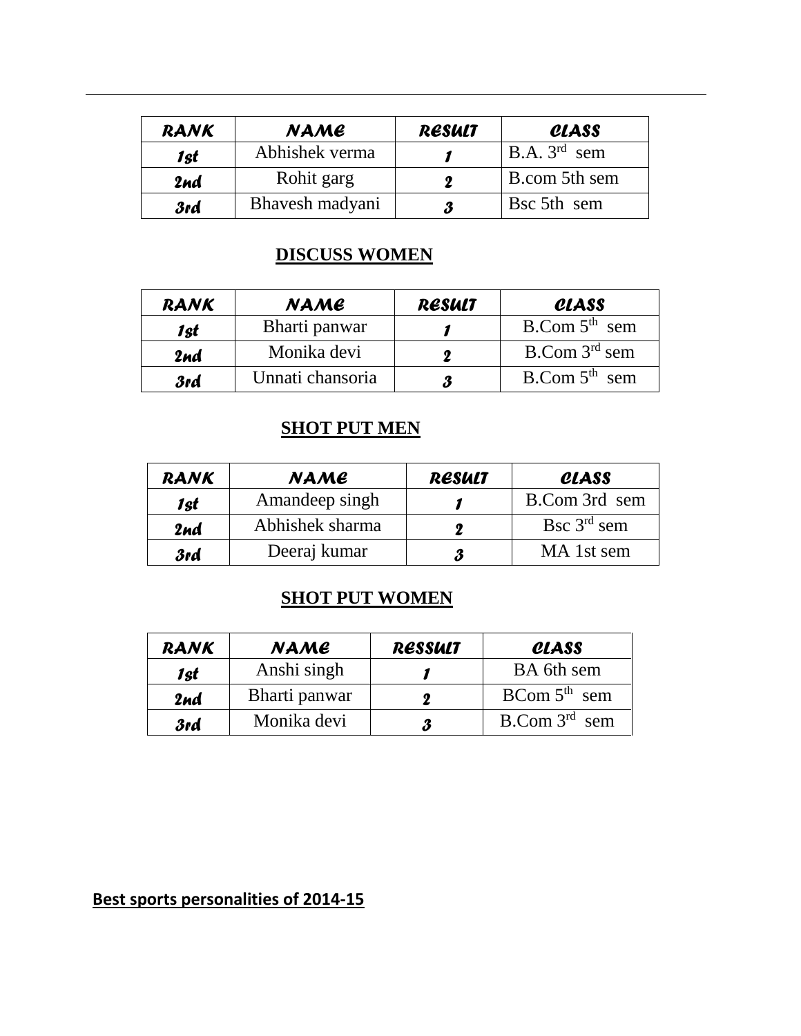| RANK | NAME | RESULT | CLASS |
|---|---|---|---|
| 1st | Abhishek verma | 1 | B.A. 3rd sem |
| 2nd | Rohit garg | 2 | B.com 5th sem |
| 3rd | Bhavesh madyani | 3 | Bsc 5th sem |

**DISCUSS WOMEN**

| RANK | NAME | RESULT | CLASS |
|---|---|---|---|
| 1st | Bharti panwar | 1 | B.Com 5th sem |
| 2nd | Monika devi | 2 | B.Com 3rd sem |
| 3rd | Unnati chansoria | 3 | B.Com 5th sem |

**SHOT PUT MEN**

| RANK | NAME | RESULT | CLASS |
|---|---|---|---|
| 1st | Amandeep singh | 1 | B.Com 3rd sem |
| 2nd | Abhishek sharma | 2 | Bsc 3rd sem |
| 3rd | Deeraj kumar | 3 | MA 1st sem |

**SHOT PUT WOMEN**

| RANK | NAME | RESSULT | CLASS |
|---|---|---|---|
| 1st | Anshi singh | 1 | BA 6th sem |
| 2nd | Bharti panwar | 2 | BCom 5th sem |
| 3rd | Monika devi | 3 | B.Com 3rd sem |

**Best sports personalities of 2014-15**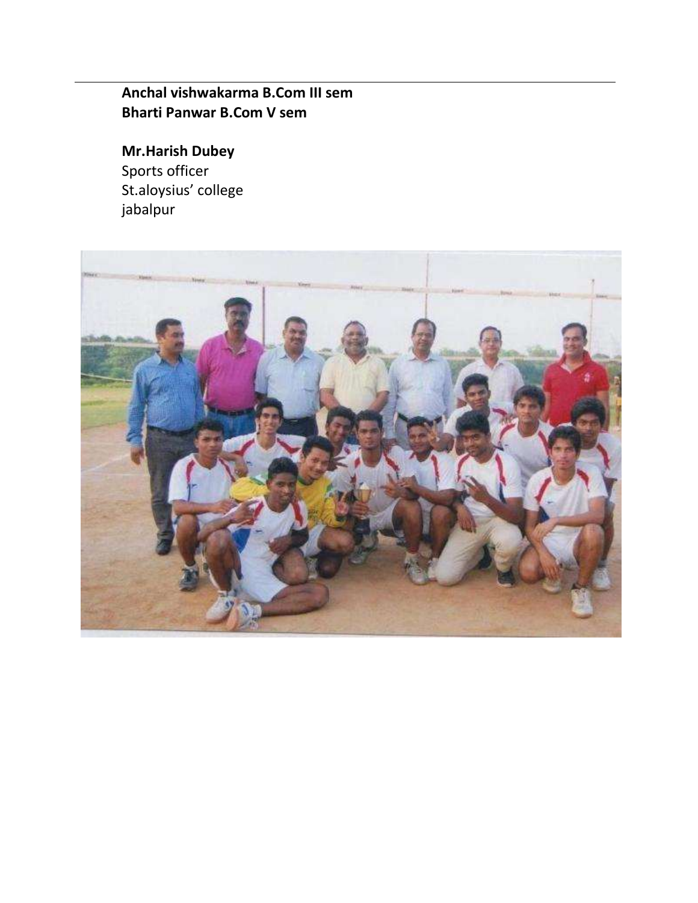**Anchal vishwakarma B.Com III sem**
**Bharti Panwar B.Com V sem**

**Mr.Harish Dubey**
Sports officer
St.aloysius' college
jabalpur